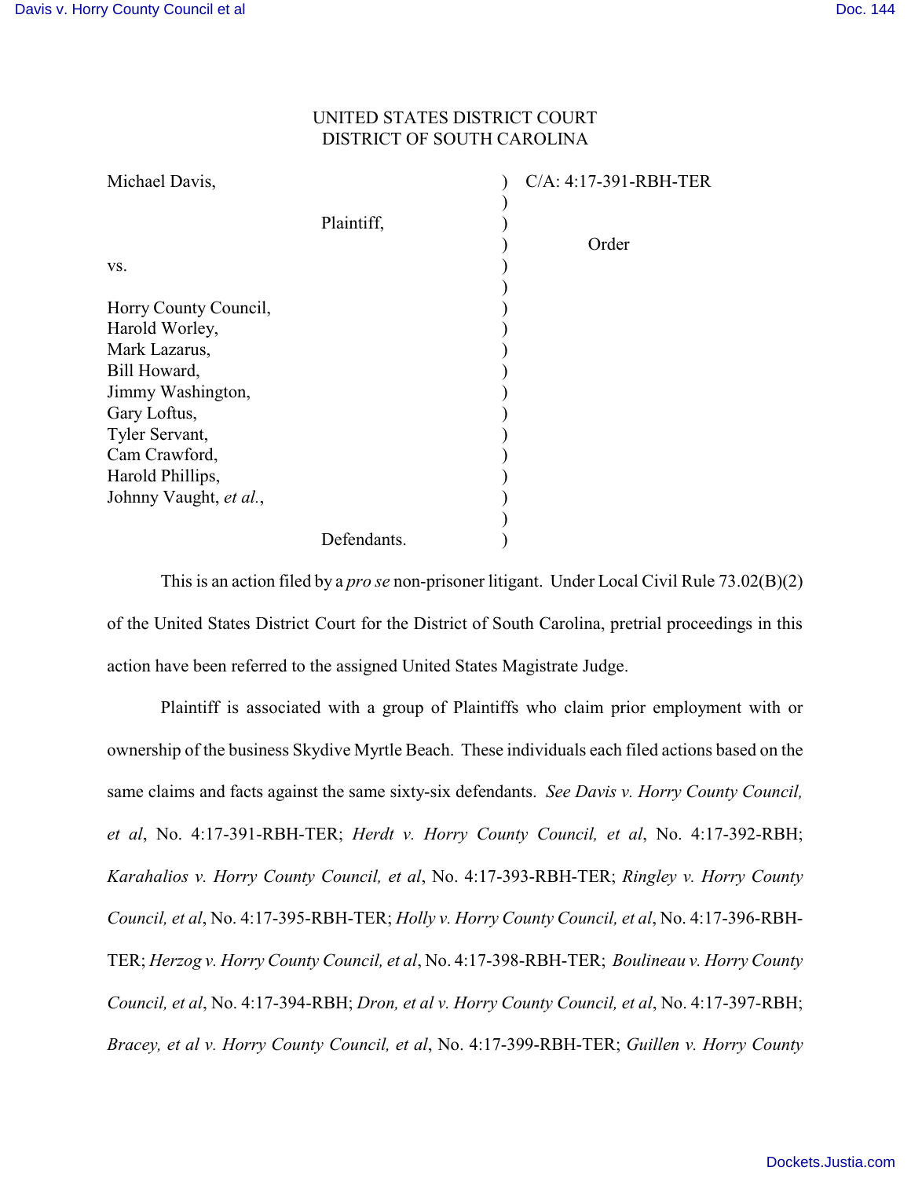UNITED STATES DISTRICT COURT
DISTRICT OF SOUTH CAROLINA

| | | |
|---|---|---|
| Michael Davis,<br><br>Plaintiff,<br><br>vs.<br><br>Horry County Council,<br>Harold Worley,<br>Mark Lazarus,<br>Bill Howard,<br>Jimmy Washington,<br>Gary Loftus,<br>Tyler Servant,<br>Cam Crawford,<br>Harold Phillips,<br>Johnny Vaught, *et al.*,<br><br>Defendants. | ) | C/A: 4:17-391-RBH-TER<br><br>Order |

This is an action filed by a *pro se* non-prisoner litigant. Under Local Civil Rule 73.02(B)(2) of the United States District Court for the District of South Carolina, pretrial proceedings in this action have been referred to the assigned United States Magistrate Judge.

Plaintiff is associated with a group of Plaintiffs who claim prior employment with or ownership of the business Skydive Myrtle Beach. These individuals each filed actions based on the same claims and facts against the same sixty-six defendants. *See Davis v. Horry County Council, et al*, No. 4:17-391-RBH-TER; *Herdt v. Horry County Council, et al*, No. 4:17-392-RBH; *Karahalios v. Horry County Council, et al*, No. 4:17-393-RBH-TER; *Ringley v. Horry County Council, et al*, No. 4:17-395-RBH-TER; *Holly v. Horry County Council, et al*, No. 4:17-396-RBH-TER; *Herzog v. Horry County Council, et al*, No. 4:17-398-RBH-TER; *Boulineau v. Horry County Council, et al*, No. 4:17-394-RBH; *Dron, et al v. Horry County Council, et al*, No. 4:17-397-RBH; *Bracey, et al v. Horry County Council, et al*, No. 4:17-399-RBH-TER; *Guillen v. Horry County*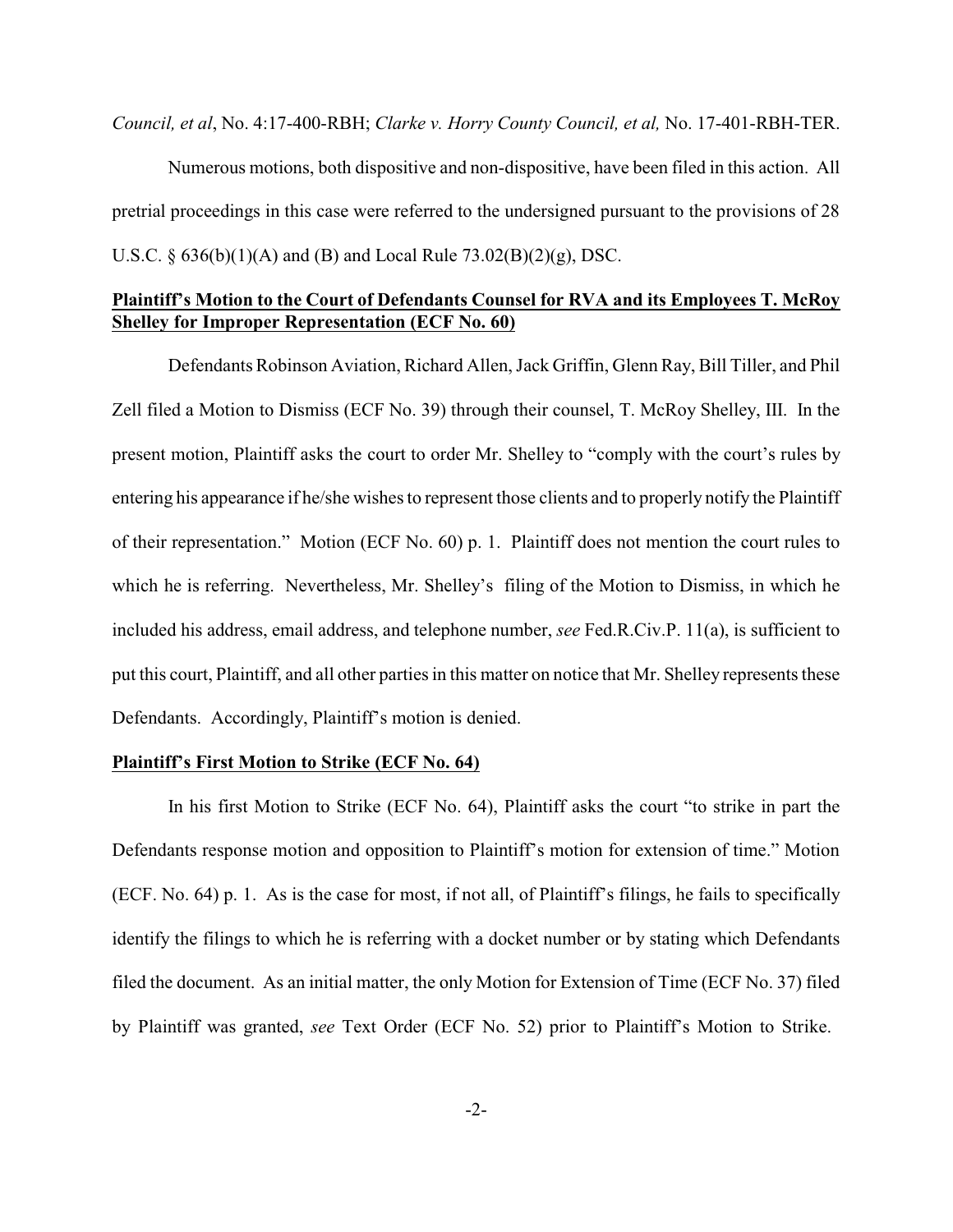*Council, et al*, No. 4:17-400-RBH; *Clarke v. Horry County Council, et al,* No. 17-401-RBH-TER.

Numerous motions, both dispositive and non-dispositive, have been filed in this action. All pretrial proceedings in this case were referred to the undersigned pursuant to the provisions of 28 U.S.C. § 636(b)(1)(A) and (B) and Local Rule 73.02(B)(2)(g), DSC.

**Plaintiff's Motion to the Court of Defendants Counsel for RVA and its Employees T. McRoy Shelley for Improper Representation (ECF No. 60)**

Defendants Robinson Aviation, Richard Allen, Jack Griffin, Glenn Ray, Bill Tiller, and Phil Zell filed a Motion to Dismiss (ECF No. 39) through their counsel, T. McRoy Shelley, III. In the present motion, Plaintiff asks the court to order Mr. Shelley to "comply with the court's rules by entering his appearance if he/she wishes to represent those clients and to properly notify the Plaintiff of their representation." Motion (ECF No. 60) p. 1. Plaintiff does not mention the court rules to which he is referring. Nevertheless, Mr. Shelley's filing of the Motion to Dismiss, in which he included his address, email address, and telephone number, *see* Fed.R.Civ.P. 11(a), is sufficient to put this court, Plaintiff, and all other parties in this matter on notice that Mr. Shelley represents these Defendants. Accordingly, Plaintiff's motion is denied.

**Plaintiff's First Motion to Strike (ECF No. 64)**

In his first Motion to Strike (ECF No. 64), Plaintiff asks the court "to strike in part the Defendants response motion and opposition to Plaintiff's motion for extension of time." Motion (ECF. No. 64) p. 1. As is the case for most, if not all, of Plaintiff's filings, he fails to specifically identify the filings to which he is referring with a docket number or by stating which Defendants filed the document. As an initial matter, the only Motion for Extension of Time (ECF No. 37) filed by Plaintiff was granted, *see* Text Order (ECF No. 52) prior to Plaintiff's Motion to Strike.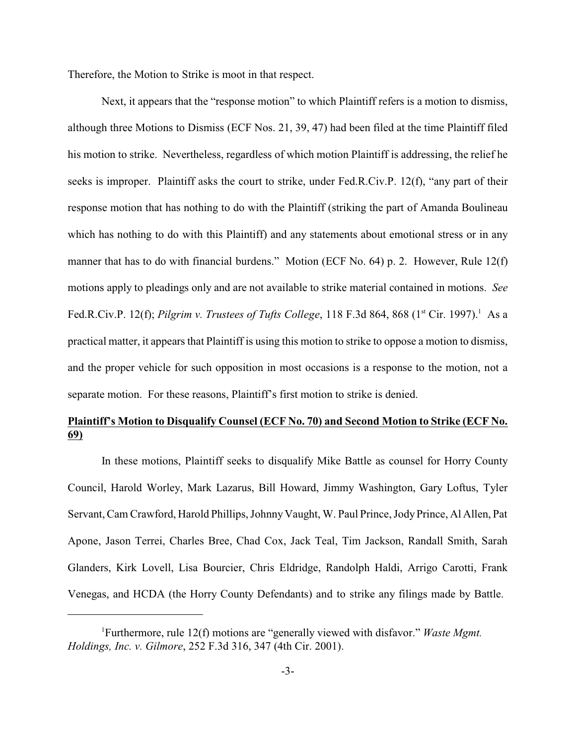Therefore, the Motion to Strike is moot in that respect.

Next, it appears that the "response motion" to which Plaintiff refers is a motion to dismiss, although three Motions to Dismiss (ECF Nos. 21, 39, 47) had been filed at the time Plaintiff filed his motion to strike. Nevertheless, regardless of which motion Plaintiff is addressing, the relief he seeks is improper. Plaintiff asks the court to strike, under Fed.R.Civ.P. 12(f), "any part of their response motion that has nothing to do with the Plaintiff (striking the part of Amanda Boulineau which has nothing to do with this Plaintiff) and any statements about emotional stress or in any manner that has to do with financial burdens." Motion (ECF No. 64) p. 2. However, Rule 12(f) motions apply to pleadings only and are not available to strike material contained in motions. *See* Fed.R.Civ.P. 12(f); *Pilgrim v. Trustees of Tufts College*, 118 F.3d 864, 868 (1st Cir. 1997).[1] As a practical matter, it appears that Plaintiff is using this motion to strike to oppose a motion to dismiss, and the proper vehicle for such opposition in most occasions is a response to the motion, not a separate motion. For these reasons, Plaintiff's first motion to strike is denied.

**Plaintiff's Motion to Disqualify Counsel (ECF No. 70) and Second Motion to Strike (ECF No. 69)**

In these motions, Plaintiff seeks to disqualify Mike Battle as counsel for Horry County Council, Harold Worley, Mark Lazarus, Bill Howard, Jimmy Washington, Gary Loftus, Tyler Servant, Cam Crawford, Harold Phillips, Johnny Vaught, W. Paul Prince, Jody Prince, Al Allen, Pat Apone, Jason Terrei, Charles Bree, Chad Cox, Jack Teal, Tim Jackson, Randall Smith, Sarah Glanders, Kirk Lovell, Lisa Bourcier, Chris Eldridge, Randolph Haldi, Arrigo Carotti, Frank Venegas, and HCDA (the Horry County Defendants) and to strike any filings made by Battle.

---

[1] Furthermore, rule 12(f) motions are "generally viewed with disfavor." *Waste Mgmt. Holdings, Inc. v. Gilmore*, 252 F.3d 316, 347 (4th Cir. 2001).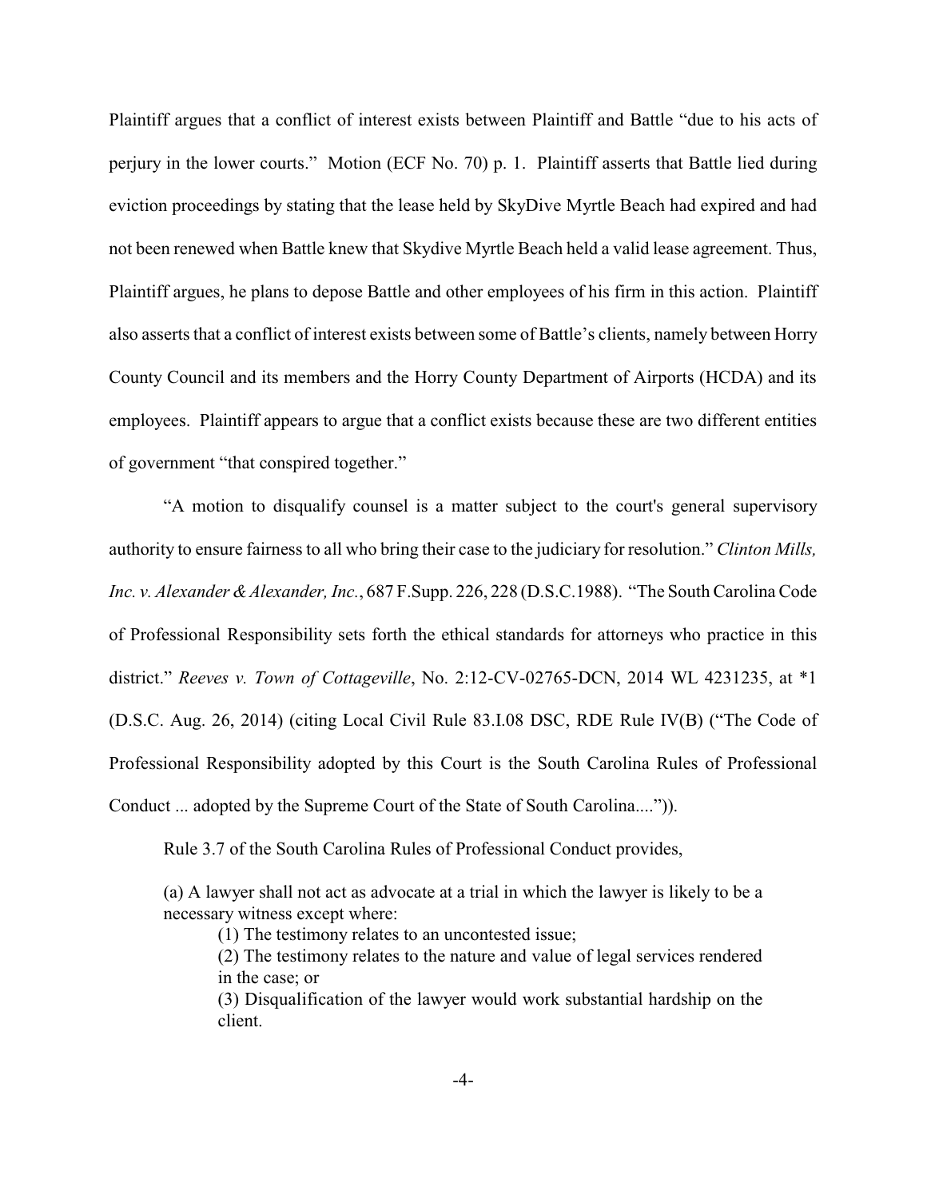Plaintiff argues that a conflict of interest exists between Plaintiff and Battle "due to his acts of perjury in the lower courts." Motion (ECF No. 70) p. 1. Plaintiff asserts that Battle lied during eviction proceedings by stating that the lease held by SkyDive Myrtle Beach had expired and had not been renewed when Battle knew that Skydive Myrtle Beach held a valid lease agreement. Thus, Plaintiff argues, he plans to depose Battle and other employees of his firm in this action. Plaintiff also asserts that a conflict of interest exists between some of Battle's clients, namely between Horry County Council and its members and the Horry County Department of Airports (HCDA) and its employees. Plaintiff appears to argue that a conflict exists because these are two different entities of government "that conspired together."

"A motion to disqualify counsel is a matter subject to the court's general supervisory authority to ensure fairness to all who bring their case to the judiciary for resolution." *Clinton Mills, Inc. v. Alexander & Alexander, Inc.*, 687 F.Supp. 226, 228 (D.S.C.1988). "The South Carolina Code of Professional Responsibility sets forth the ethical standards for attorneys who practice in this district." *Reeves v. Town of Cottageville*, No. 2:12-CV-02765-DCN, 2014 WL 4231235, at *1 (D.S.C. Aug. 26, 2014) (citing Local Civil Rule 83.I.08 DSC, RDE Rule IV(B) ("The Code of Professional Responsibility adopted by this Court is the South Carolina Rules of Professional Conduct ... adopted by the Supreme Court of the State of South Carolina....")).

Rule 3.7 of the South Carolina Rules of Professional Conduct provides,

> (a) A lawyer shall not act as advocate at a trial in which the lawyer is likely to be a necessary witness except where:
>
> (1) The testimony relates to an uncontested issue;
>
> (2) The testimony relates to the nature and value of legal services rendered in the case; or
>
> (3) Disqualification of the lawyer would work substantial hardship on the client.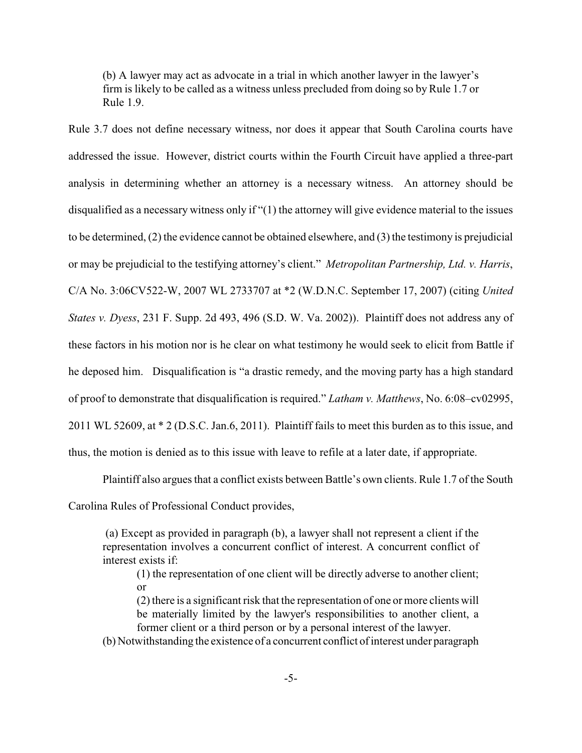> (b) A lawyer may act as advocate in a trial in which another lawyer in the lawyer's firm is likely to be called as a witness unless precluded from doing so by Rule 1.7 or Rule 1.9.

Rule 3.7 does not define necessary witness, nor does it appear that South Carolina courts have addressed the issue. However, district courts within the Fourth Circuit have applied a three-part analysis in determining whether an attorney is a necessary witness. An attorney should be disqualified as a necessary witness only if "(1) the attorney will give evidence material to the issues to be determined, (2) the evidence cannot be obtained elsewhere, and (3) the testimony is prejudicial or may be prejudicial to the testifying attorney's client." *Metropolitan Partnership, Ltd. v. Harris*, C/A No. 3:06CV522-W, 2007 WL 2733707 at *2 (W.D.N.C. September 17, 2007) (citing *United States v. Dyess*, 231 F. Supp. 2d 493, 496 (S.D. W. Va. 2002)). Plaintiff does not address any of these factors in his motion nor is he clear on what testimony he would seek to elicit from Battle if he deposed him. Disqualification is "a drastic remedy, and the moving party has a high standard of proof to demonstrate that disqualification is required." *Latham v. Matthews*, No. 6:08–cv02995, 2011 WL 52609, at * 2 (D.S.C. Jan.6, 2011). Plaintiff fails to meet this burden as to this issue, and thus, the motion is denied as to this issue with leave to refile at a later date, if appropriate.

Plaintiff also argues that a conflict exists between Battle's own clients. Rule 1.7 of the South Carolina Rules of Professional Conduct provides,

> (a) Except as provided in paragraph (b), a lawyer shall not represent a client if the representation involves a concurrent conflict of interest. A concurrent conflict of interest exists if:
>
> > (1) the representation of one client will be directly adverse to another client; or
> >
> > (2) there is a significant risk that the representation of one or more clients will be materially limited by the lawyer's responsibilities to another client, a former client or a third person or by a personal interest of the lawyer.
>
> (b) Notwithstanding the existence of a concurrent conflict of interest under paragraph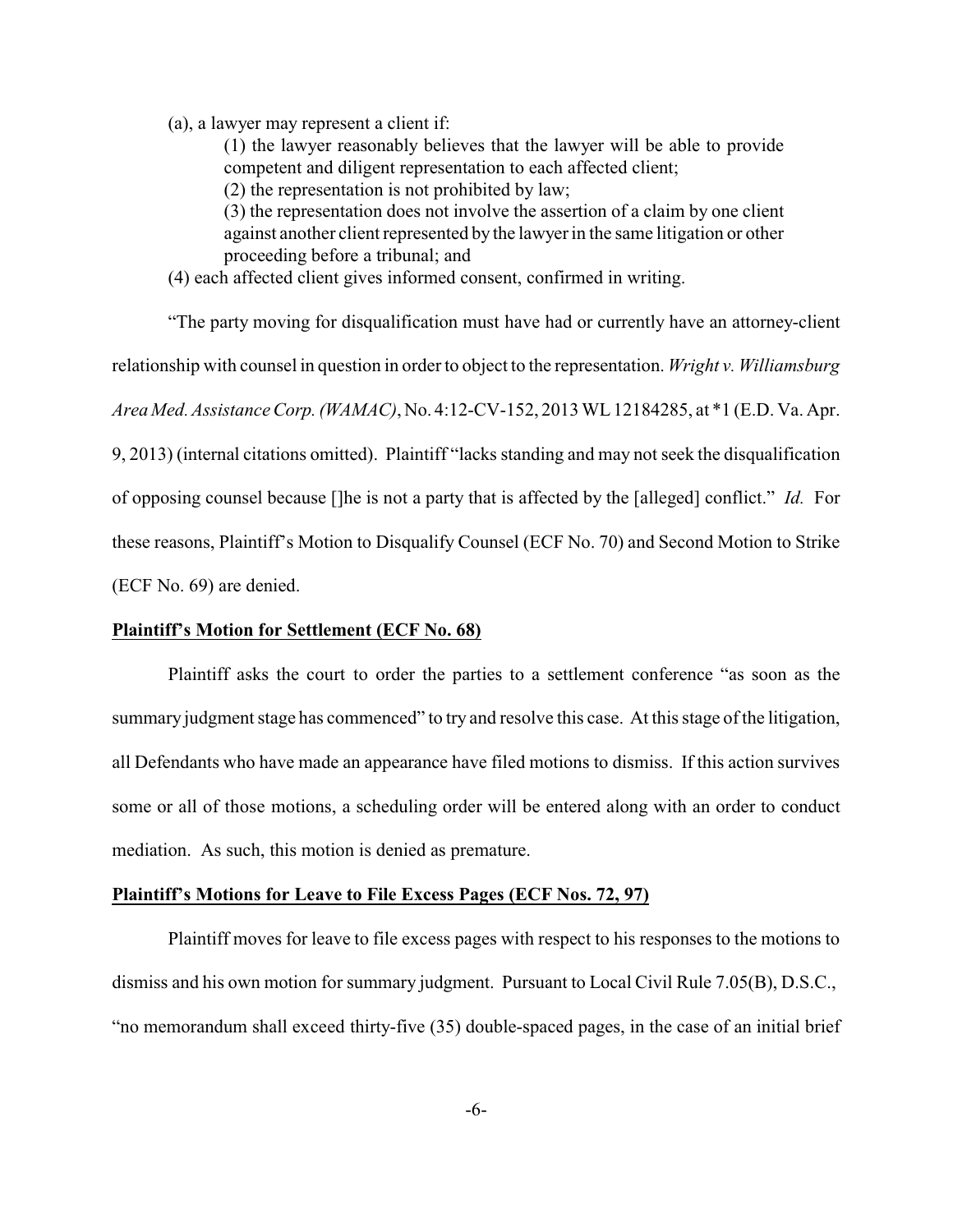(a), a lawyer may represent a client if:

> (1) the lawyer reasonably believes that the lawyer will be able to provide competent and diligent representation to each affected client;
> (2) the representation is not prohibited by law;
> (3) the representation does not involve the assertion of a claim by one client against another client represented by the lawyer in the same litigation or other proceeding before a tribunal; and

(4) each affected client gives informed consent, confirmed in writing.

"The party moving for disqualification must have had or currently have an attorney-client relationship with counsel in question in order to object to the representation. *Wright v. Williamsburg Area Med. Assistance Corp. (WAMAC)*, No. 4:12-CV-152, 2013 WL 12184285, at *1 (E.D. Va. Apr. 9, 2013) (internal citations omitted). Plaintiff "lacks standing and may not seek the disqualification of opposing counsel because []he is not a party that is affected by the [alleged] conflict." *Id.* For these reasons, Plaintiff's Motion to Disqualify Counsel (ECF No. 70) and Second Motion to Strike (ECF No. 69) are denied.

**Plaintiff's Motion for Settlement (ECF No. 68)**

Plaintiff asks the court to order the parties to a settlement conference "as soon as the summary judgment stage has commenced" to try and resolve this case. At this stage of the litigation, all Defendants who have made an appearance have filed motions to dismiss. If this action survives some or all of those motions, a scheduling order will be entered along with an order to conduct mediation. As such, this motion is denied as premature.

**Plaintiff's Motions for Leave to File Excess Pages (ECF Nos. 72, 97)**

Plaintiff moves for leave to file excess pages with respect to his responses to the motions to dismiss and his own motion for summary judgment. Pursuant to Local Civil Rule 7.05(B), D.S.C., "no memorandum shall exceed thirty-five (35) double-spaced pages, in the case of an initial brief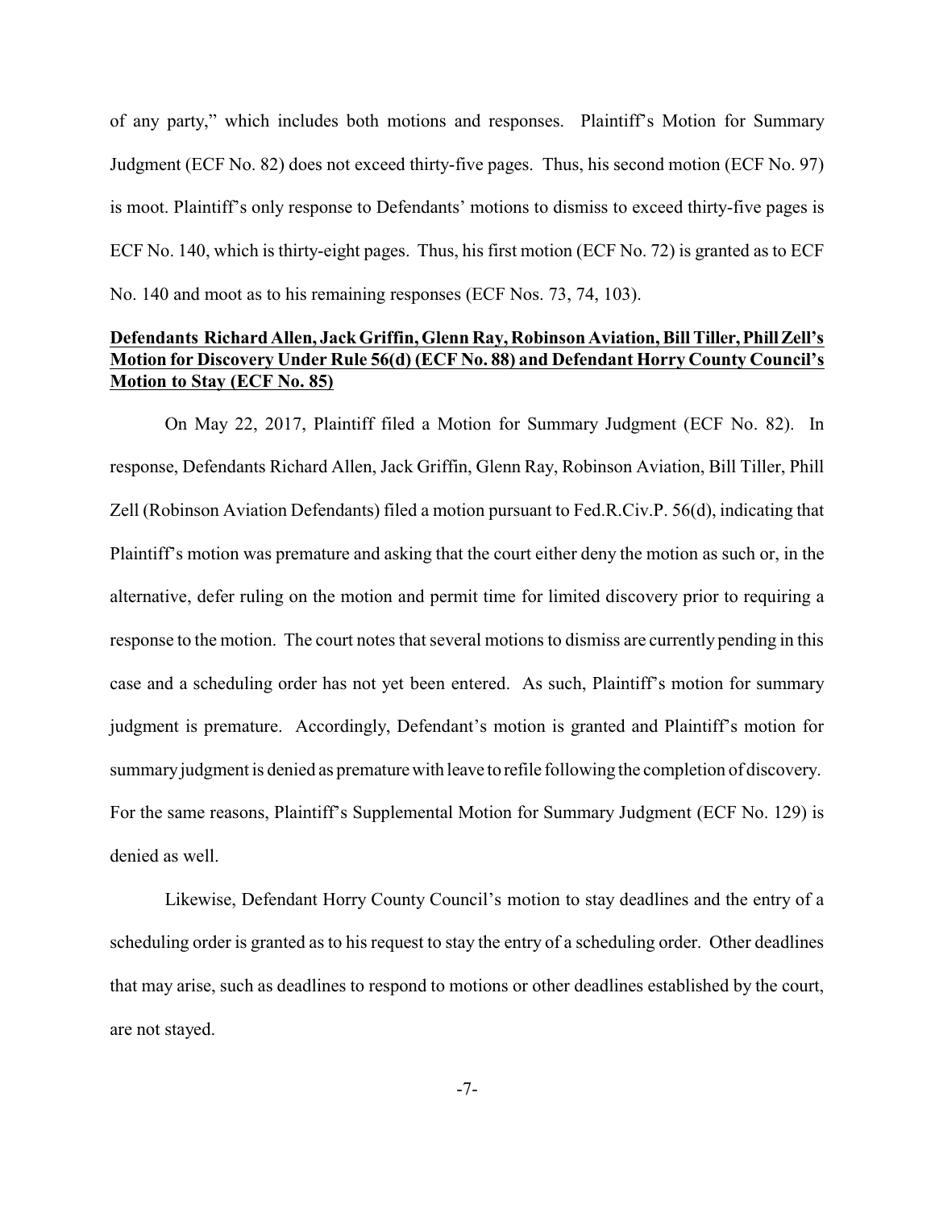of any party," which includes both motions and responses. Plaintiff's Motion for Summary Judgment (ECF No. 82) does not exceed thirty-five pages. Thus, his second motion (ECF No. 97) is moot. Plaintiff's only response to Defendants' motions to dismiss to exceed thirty-five pages is ECF No. 140, which is thirty-eight pages. Thus, his first motion (ECF No. 72) is granted as to ECF No. 140 and moot as to his remaining responses (ECF Nos. 73, 74, 103).

**Defendants Richard Allen, Jack Griffin, Glenn Ray, Robinson Aviation, Bill Tiller, Phill Zell's Motion for Discovery Under Rule 56(d) (ECF No. 88) and Defendant Horry County Council's Motion to Stay (ECF No. 85)**

On May 22, 2017, Plaintiff filed a Motion for Summary Judgment (ECF No. 82). In response, Defendants Richard Allen, Jack Griffin, Glenn Ray, Robinson Aviation, Bill Tiller, Phill Zell (Robinson Aviation Defendants) filed a motion pursuant to Fed.R.Civ.P. 56(d), indicating that Plaintiff's motion was premature and asking that the court either deny the motion as such or, in the alternative, defer ruling on the motion and permit time for limited discovery prior to requiring a response to the motion. The court notes that several motions to dismiss are currently pending in this case and a scheduling order has not yet been entered. As such, Plaintiff's motion for summary judgment is premature. Accordingly, Defendant's motion is granted and Plaintiff's motion for summary judgment is denied as premature with leave to refile following the completion of discovery. For the same reasons, Plaintiff's Supplemental Motion for Summary Judgment (ECF No. 129) is denied as well.

Likewise, Defendant Horry County Council's motion to stay deadlines and the entry of a scheduling order is granted as to his request to stay the entry of a scheduling order. Other deadlines that may arise, such as deadlines to respond to motions or other deadlines established by the court, are not stayed.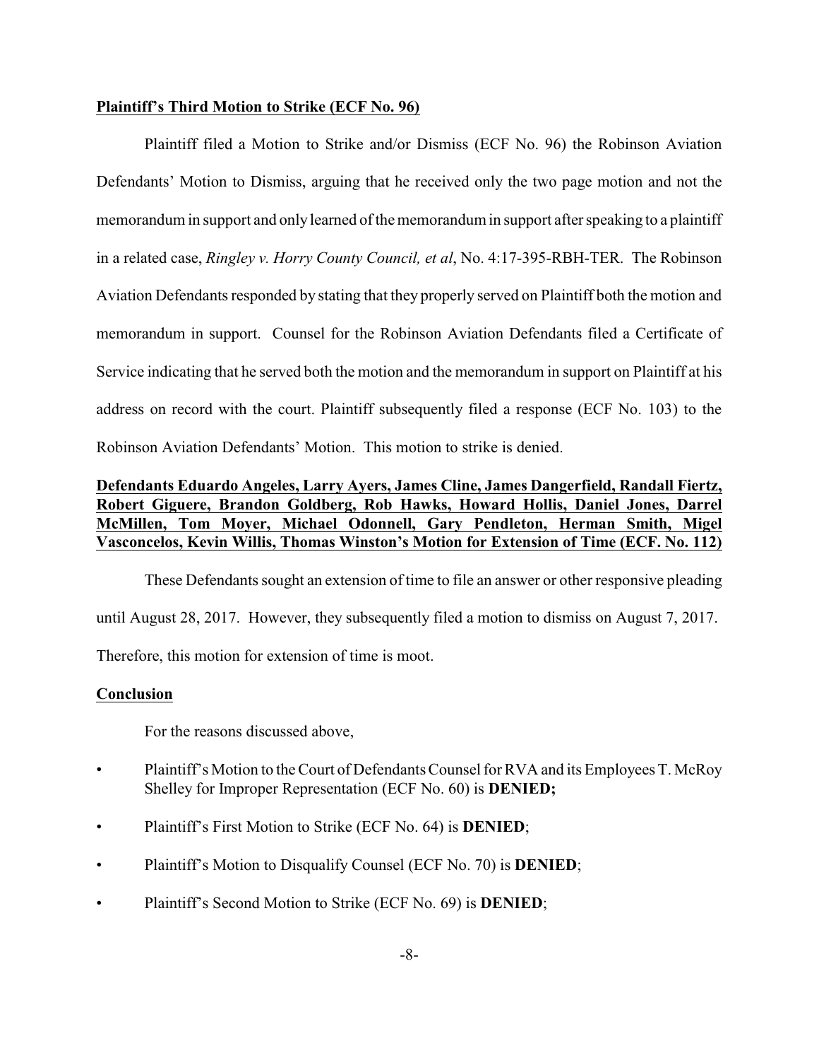**Plaintiff's Third Motion to Strike (ECF No. 96)**

Plaintiff filed a Motion to Strike and/or Dismiss (ECF No. 96) the Robinson Aviation Defendants' Motion to Dismiss, arguing that he received only the two page motion and not the memorandum in support and only learned of the memorandum in support after speaking to a plaintiff in a related case, *Ringley v. Horry County Council, et al*, No. 4:17-395-RBH-TER. The Robinson Aviation Defendants responded by stating that they properly served on Plaintiff both the motion and memorandum in support. Counsel for the Robinson Aviation Defendants filed a Certificate of Service indicating that he served both the motion and the memorandum in support on Plaintiff at his address on record with the court. Plaintiff subsequently filed a response (ECF No. 103) to the Robinson Aviation Defendants' Motion. This motion to strike is denied.

**Defendants Eduardo Angeles, Larry Ayers, James Cline, James Dangerfield, Randall Fiertz, Robert Giguere, Brandon Goldberg, Rob Hawks, Howard Hollis, Daniel Jones, Darrel McMillen, Tom Moyer, Michael Odonnell, Gary Pendleton, Herman Smith, Migel Vasconcelos, Kevin Willis, Thomas Winston's Motion for Extension of Time (ECF. No. 112)**

These Defendants sought an extension of time to file an answer or other responsive pleading until August 28, 2017. However, they subsequently filed a motion to dismiss on August 7, 2017. Therefore, this motion for extension of time is moot.

**Conclusion**

For the reasons discussed above,

- Plaintiff's Motion to the Court of Defendants Counsel for RVA and its Employees T. McRoy Shelley for Improper Representation (ECF No. 60) is **DENIED;**
- Plaintiff's First Motion to Strike (ECF No. 64) is **DENIED**;
- Plaintiff's Motion to Disqualify Counsel (ECF No. 70) is **DENIED**;
- Plaintiff's Second Motion to Strike (ECF No. 69) is **DENIED**;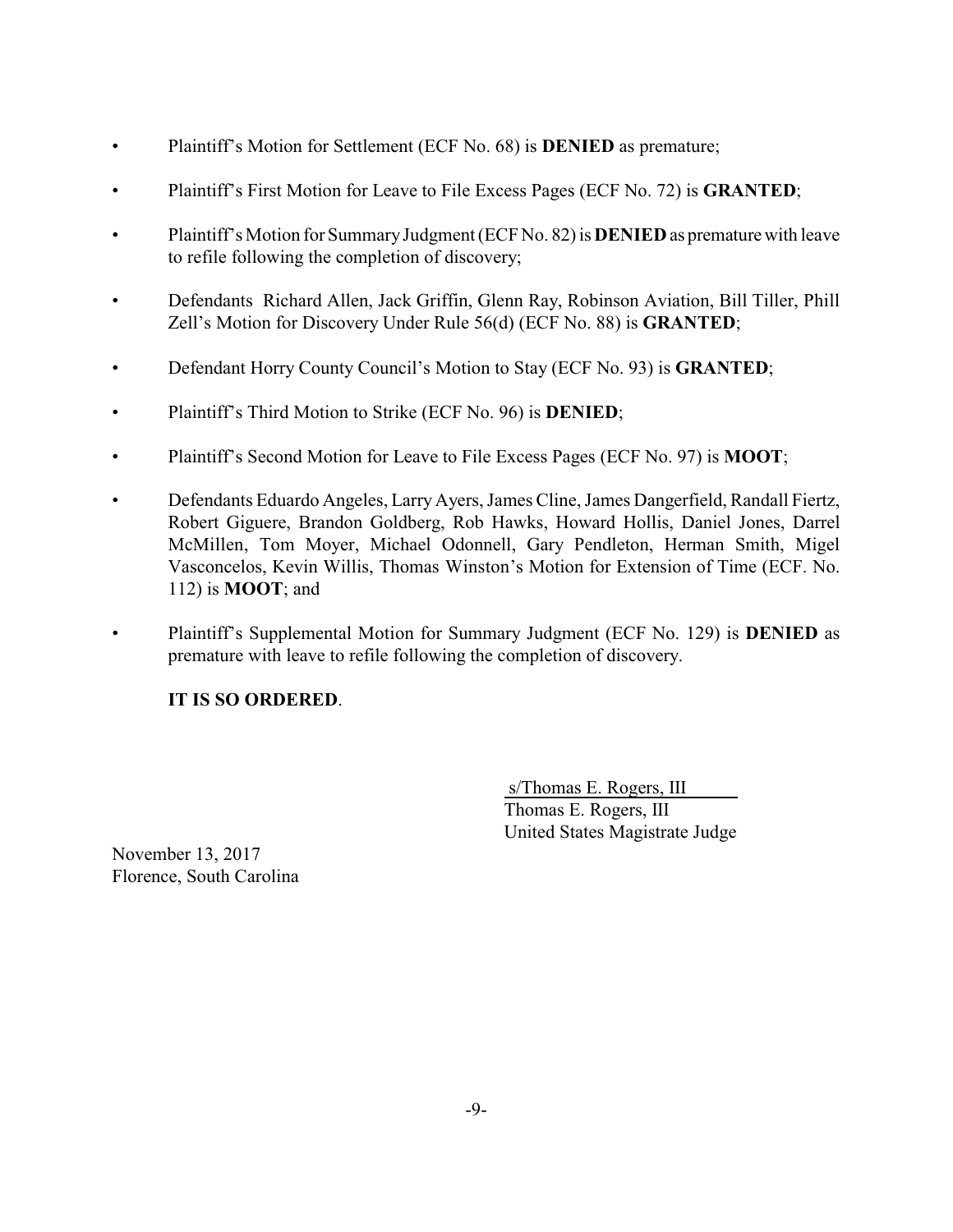- Plaintiff's Motion for Settlement (ECF No. 68) is **DENIED** as premature;
- Plaintiff's First Motion for Leave to File Excess Pages (ECF No. 72) is **GRANTED**;
- Plaintiff's Motion for Summary Judgment (ECF No. 82) is **DENIED** as premature with leave to refile following the completion of discovery;
- Defendants Richard Allen, Jack Griffin, Glenn Ray, Robinson Aviation, Bill Tiller, Phill Zell's Motion for Discovery Under Rule 56(d) (ECF No. 88) is **GRANTED**;
- Defendant Horry County Council's Motion to Stay (ECF No. 93) is **GRANTED**;
- Plaintiff's Third Motion to Strike (ECF No. 96) is **DENIED**;
- Plaintiff's Second Motion for Leave to File Excess Pages (ECF No. 97) is **MOOT**;
- Defendants Eduardo Angeles, Larry Ayers, James Cline, James Dangerfield, Randall Fiertz, Robert Giguere, Brandon Goldberg, Rob Hawks, Howard Hollis, Daniel Jones, Darrel McMillen, Tom Moyer, Michael Odonnell, Gary Pendleton, Herman Smith, Migel Vasconcelos, Kevin Willis, Thomas Winston's Motion for Extension of Time (ECF. No. 112) is **MOOT**; and
- Plaintiff's Supplemental Motion for Summary Judgment (ECF No. 129) is **DENIED** as premature with leave to refile following the completion of discovery.

**IT IS SO ORDERED**.

s/Thomas E. Rogers, III
Thomas E. Rogers, III
United States Magistrate Judge

November 13, 2017
Florence, South Carolina